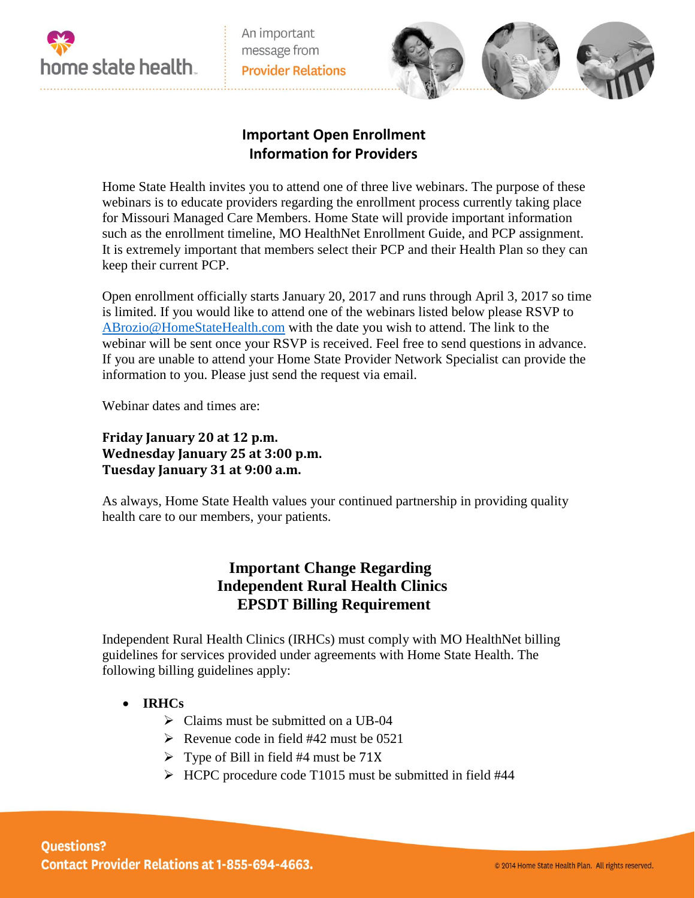home state health

An important message from **Provider Relations**

## Important Open Enrollment Information for Providers

Home State Health invites you to attend one of three live webinars. The purpose of these webinars is to educate providers regarding the enrollment process currently taking place for Missouri Managed Care Members. Home State will provide important information such as the enrollment timeline, MO HealthNet Enrollment Guide, and PCP assignment. It is extremely important that members select their PCP and their Health Plan so they can keep their current PCP.

Open enrollment officially starts January 20, 2017 and runs through April 3, 2017 so time is limited. If you would like to attend one of the webinars listed below please RSVP to ABrozio@HomeStateHealth.com with the date you wish to attend. The link to the webinar will be sent once your RSVP is received. Feel free to send questions in advance. If you are unable to attend your Home State Provider Network Specialist can provide the information to you. Please just send the request via email.

Webinar dates and times are:

**Friday January 20 at 12 p.m.**
**Wednesday January 25 at 3:00 p.m.**
**Tuesday January 31 at 9:00 a.m.**

As always, Home State Health values your continued partnership in providing quality health care to our members, your patients.

## Important Change Regarding Independent Rural Health Clinics EPSDT Billing Requirement

Independent Rural Health Clinics (IRHCs) must comply with MO HealthNet billing guidelines for services provided under agreements with Home State Health. The following billing guidelines apply:

- **IRHCs**
  - Claims must be submitted on a UB-04
  - Revenue code in field #42 must be 0521
  - Type of Bill in field #4 must be 71X
  - HCPC procedure code T1015 must be submitted in field #44

**Questions?**
**Contact Provider Relations at 1-855-694-4663.**

© 2014 Home State Health Plan. All rights reserved.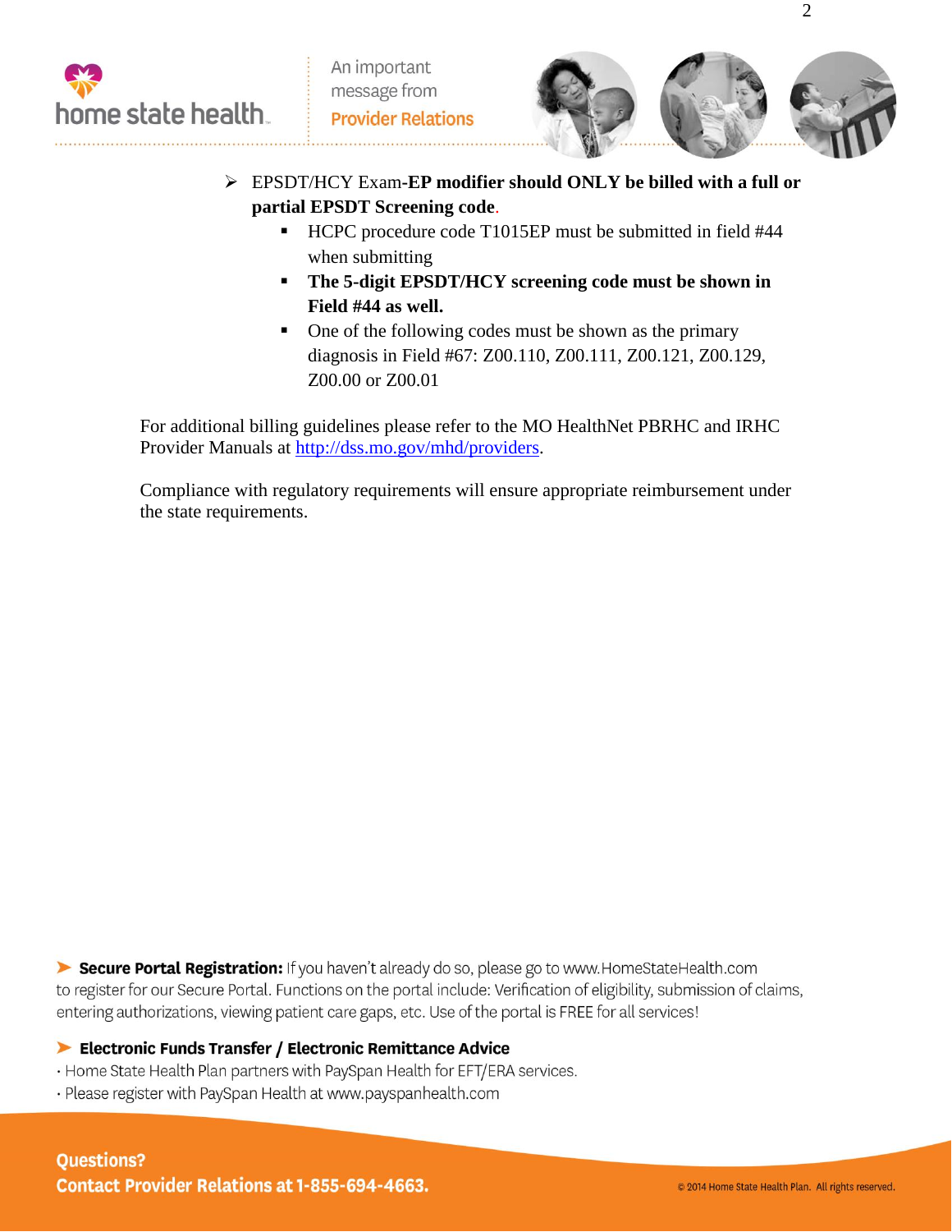- EPSDT/HCY Exam-**EP modifier should ONLY be billed with a full or partial EPSDT Screening code**.
  - HCPC procedure code T1015EP must be submitted in field #44 when submitting
  - **The 5-digit EPSDT/HCY screening code must be shown in Field #44 as well.**
  - One of the following codes must be shown as the primary diagnosis in Field #67: Z00.110, Z00.111, Z00.121, Z00.129, Z00.00 or Z00.01

For additional billing guidelines please refer to the MO HealthNet PBRHC and IRHC Provider Manuals at http://dss.mo.gov/mhd/providers.

Compliance with regulatory requirements will ensure appropriate reimbursement under the state requirements.

**Secure Portal Registration:** If you haven't already do so, please go to www.HomeStateHealth.com to register for our Secure Portal. Functions on the portal include: Verification of eligibility, submission of claims, entering authorizations, viewing patient care gaps, etc. Use of the portal is FREE for all services!

**Electronic Funds Transfer / Electronic Remittance Advice**

- Home State Health Plan partners with PaySpan Health for EFT/ERA services.
- Please register with PaySpan Health at www.payspanhealth.com

**Questions?**
**Contact Provider Relations at 1-855-694-4663.**

© 2014 Home State Health Plan. All rights reserved.